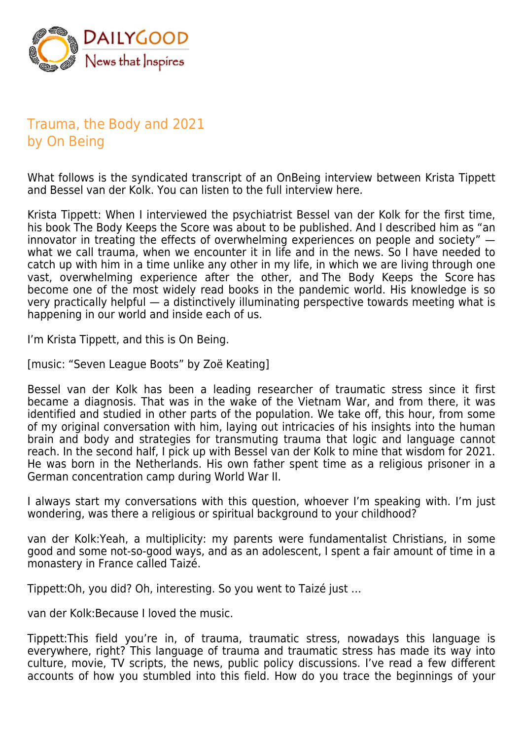DailyGood
News that Inspires

# Trauma, the Body and 2021
## by On Being

What follows is the syndicated transcript of an OnBeing interview between Krista Tippett and Bessel van der Kolk. You can listen to the full interview here.

Krista Tippett: When I interviewed the psychiatrist Bessel van der Kolk for the first time, his book The Body Keeps the Score was about to be published. And I described him as "an innovator in treating the effects of overwhelming experiences on people and society" — what we call trauma, when we encounter it in life and in the news. So I have needed to catch up with him in a time unlike any other in my life, in which we are living through one vast, overwhelming experience after the other, and The Body Keeps the Score has become one of the most widely read books in the pandemic world. His knowledge is so very practically helpful — a distinctively illuminating perspective towards meeting what is happening in our world and inside each of us.

I'm Krista Tippett, and this is On Being.

[music: "Seven League Boots" by Zoë Keating]

Bessel van der Kolk has been a leading researcher of traumatic stress since it first became a diagnosis. That was in the wake of the Vietnam War, and from there, it was identified and studied in other parts of the population. We take off, this hour, from some of my original conversation with him, laying out intricacies of his insights into the human brain and body and strategies for transmuting trauma that logic and language cannot reach. In the second half, I pick up with Bessel van der Kolk to mine that wisdom for 2021. He was born in the Netherlands. His own father spent time as a religious prisoner in a German concentration camp during World War II.

I always start my conversations with this question, whoever I'm speaking with. I'm just wondering, was there a religious or spiritual background to your childhood?

van der Kolk:Yeah, a multiplicity: my parents were fundamentalist Christians, in some good and some not-so-good ways, and as an adolescent, I spent a fair amount of time in a monastery in France called Taizé.

Tippett:Oh, you did? Oh, interesting. So you went to Taizé just ...

van der Kolk:Because I loved the music.

Tippett:This field you're in, of trauma, traumatic stress, nowadays this language is everywhere, right? This language of trauma and traumatic stress has made its way into culture, movie, TV scripts, the news, public policy discussions. I've read a few different accounts of how you stumbled into this field. How do you trace the beginnings of your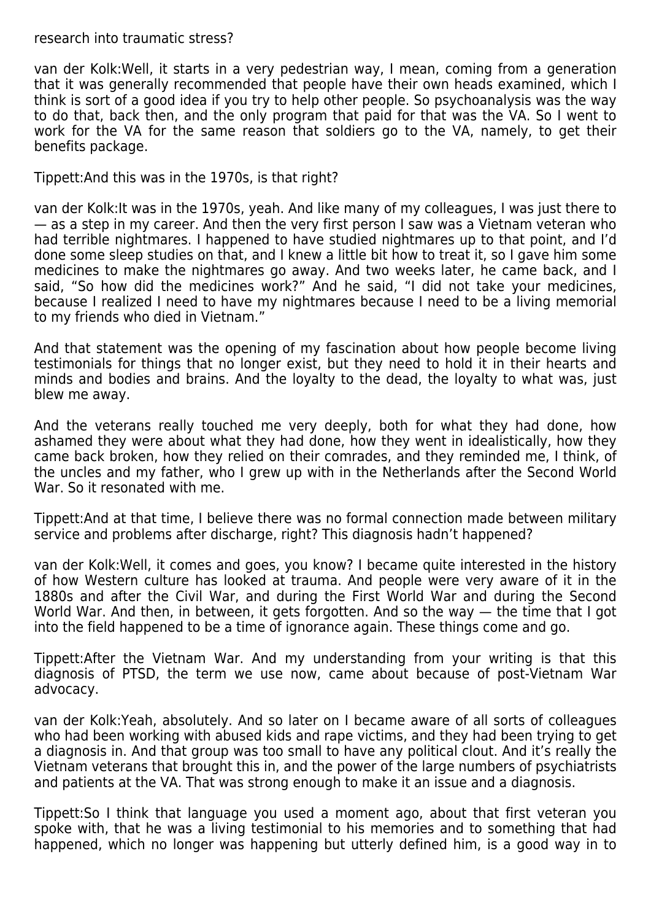research into traumatic stress?

van der Kolk:Well, it starts in a very pedestrian way, I mean, coming from a generation that it was generally recommended that people have their own heads examined, which I think is sort of a good idea if you try to help other people. So psychoanalysis was the way to do that, back then, and the only program that paid for that was the VA. So I went to work for the VA for the same reason that soldiers go to the VA, namely, to get their benefits package.

Tippett:And this was in the 1970s, is that right?

van der Kolk:It was in the 1970s, yeah. And like many of my colleagues, I was just there to — as a step in my career. And then the very first person I saw was a Vietnam veteran who had terrible nightmares. I happened to have studied nightmares up to that point, and I'd done some sleep studies on that, and I knew a little bit how to treat it, so I gave him some medicines to make the nightmares go away. And two weeks later, he came back, and I said, "So how did the medicines work?" And he said, "I did not take your medicines, because I realized I need to have my nightmares because I need to be a living memorial to my friends who died in Vietnam."

And that statement was the opening of my fascination about how people become living testimonials for things that no longer exist, but they need to hold it in their hearts and minds and bodies and brains. And the loyalty to the dead, the loyalty to what was, just blew me away.

And the veterans really touched me very deeply, both for what they had done, how ashamed they were about what they had done, how they went in idealistically, how they came back broken, how they relied on their comrades, and they reminded me, I think, of the uncles and my father, who I grew up with in the Netherlands after the Second World War. So it resonated with me.

Tippett:And at that time, I believe there was no formal connection made between military service and problems after discharge, right? This diagnosis hadn't happened?

van der Kolk:Well, it comes and goes, you know? I became quite interested in the history of how Western culture has looked at trauma. And people were very aware of it in the 1880s and after the Civil War, and during the First World War and during the Second World War. And then, in between, it gets forgotten. And so the way — the time that I got into the field happened to be a time of ignorance again. These things come and go.

Tippett:After the Vietnam War. And my understanding from your writing is that this diagnosis of PTSD, the term we use now, came about because of post-Vietnam War advocacy.

van der Kolk:Yeah, absolutely. And so later on I became aware of all sorts of colleagues who had been working with abused kids and rape victims, and they had been trying to get a diagnosis in. And that group was too small to have any political clout. And it's really the Vietnam veterans that brought this in, and the power of the large numbers of psychiatrists and patients at the VA. That was strong enough to make it an issue and a diagnosis.

Tippett:So I think that language you used a moment ago, about that first veteran you spoke with, that he was a living testimonial to his memories and to something that had happened, which no longer was happening but utterly defined him, is a good way in to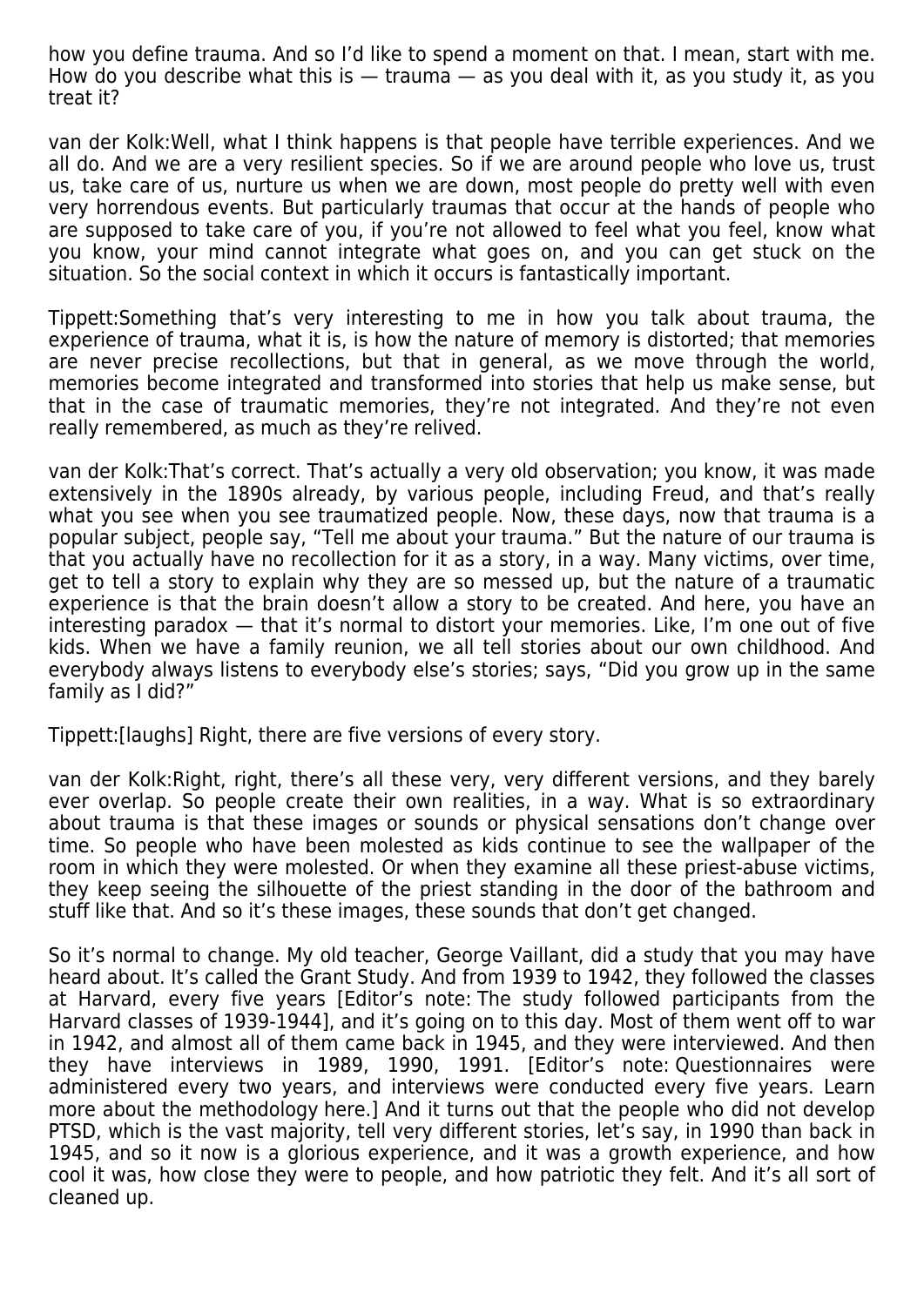how you define trauma. And so I'd like to spend a moment on that. I mean, start with me. How do you describe what this is — trauma — as you deal with it, as you study it, as you treat it?

van der Kolk:Well, what I think happens is that people have terrible experiences. And we all do. And we are a very resilient species. So if we are around people who love us, trust us, take care of us, nurture us when we are down, most people do pretty well with even very horrendous events. But particularly traumas that occur at the hands of people who are supposed to take care of you, if you're not allowed to feel what you feel, know what you know, your mind cannot integrate what goes on, and you can get stuck on the situation. So the social context in which it occurs is fantastically important.

Tippett:Something that's very interesting to me in how you talk about trauma, the experience of trauma, what it is, is how the nature of memory is distorted; that memories are never precise recollections, but that in general, as we move through the world, memories become integrated and transformed into stories that help us make sense, but that in the case of traumatic memories, they're not integrated. And they're not even really remembered, as much as they're relived.

van der Kolk:That's correct. That's actually a very old observation; you know, it was made extensively in the 1890s already, by various people, including Freud, and that's really what you see when you see traumatized people. Now, these days, now that trauma is a popular subject, people say, "Tell me about your trauma." But the nature of our trauma is that you actually have no recollection for it as a story, in a way. Many victims, over time, get to tell a story to explain why they are so messed up, but the nature of a traumatic experience is that the brain doesn't allow a story to be created. And here, you have an interesting paradox — that it's normal to distort your memories. Like, I'm one out of five kids. When we have a family reunion, we all tell stories about our own childhood. And everybody always listens to everybody else's stories; says, "Did you grow up in the same family as I did?"

Tippett:[laughs] Right, there are five versions of every story.

van der Kolk:Right, right, there's all these very, very different versions, and they barely ever overlap. So people create their own realities, in a way. What is so extraordinary about trauma is that these images or sounds or physical sensations don't change over time. So people who have been molested as kids continue to see the wallpaper of the room in which they were molested. Or when they examine all these priest-abuse victims, they keep seeing the silhouette of the priest standing in the door of the bathroom and stuff like that. And so it's these images, these sounds that don't get changed.

So it's normal to change. My old teacher, George Vaillant, did a study that you may have heard about. It's called the Grant Study. And from 1939 to 1942, they followed the classes at Harvard, every five years [Editor's note: The study followed participants from the Harvard classes of 1939-1944], and it's going on to this day. Most of them went off to war in 1942, and almost all of them came back in 1945, and they were interviewed. And then they have interviews in 1989, 1990, 1991. [Editor's note: Questionnaires were administered every two years, and interviews were conducted every five years. Learn more about the methodology here.] And it turns out that the people who did not develop PTSD, which is the vast majority, tell very different stories, let's say, in 1990 than back in 1945, and so it now is a glorious experience, and it was a growth experience, and how cool it was, how close they were to people, and how patriotic they felt. And it's all sort of cleaned up.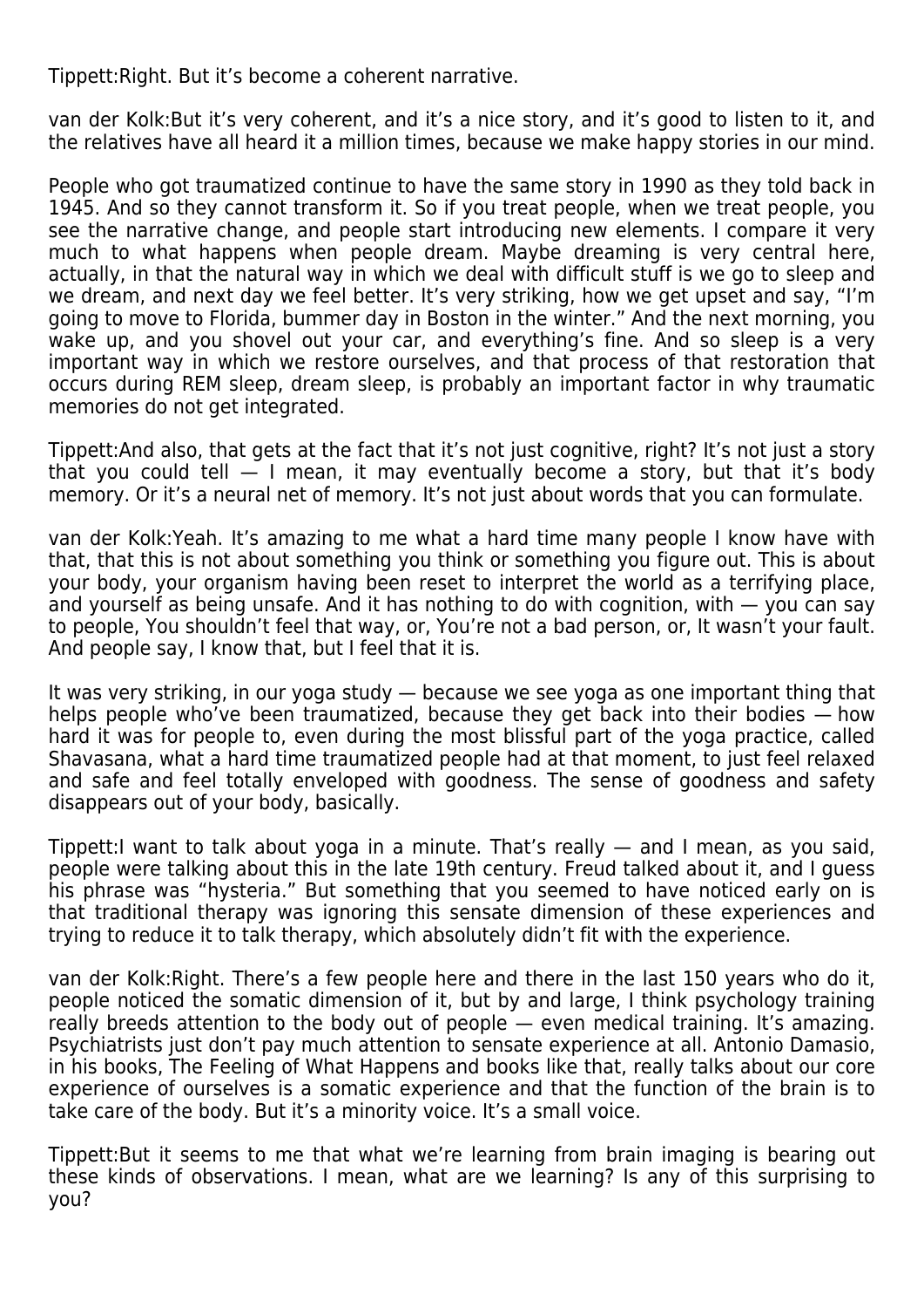Tippett:Right. But it's become a coherent narrative.

van der Kolk:But it's very coherent, and it's a nice story, and it's good to listen to it, and the relatives have all heard it a million times, because we make happy stories in our mind.

People who got traumatized continue to have the same story in 1990 as they told back in 1945. And so they cannot transform it. So if you treat people, when we treat people, you see the narrative change, and people start introducing new elements. I compare it very much to what happens when people dream. Maybe dreaming is very central here, actually, in that the natural way in which we deal with difficult stuff is we go to sleep and we dream, and next day we feel better. It's very striking, how we get upset and say, "I'm going to move to Florida, bummer day in Boston in the winter." And the next morning, you wake up, and you shovel out your car, and everything's fine. And so sleep is a very important way in which we restore ourselves, and that process of that restoration that occurs during REM sleep, dream sleep, is probably an important factor in why traumatic memories do not get integrated.

Tippett:And also, that gets at the fact that it's not just cognitive, right? It's not just a story that you could tell — I mean, it may eventually become a story, but that it's body memory. Or it's a neural net of memory. It's not just about words that you can formulate.

van der Kolk:Yeah. It's amazing to me what a hard time many people I know have with that, that this is not about something you think or something you figure out. This is about your body, your organism having been reset to interpret the world as a terrifying place, and yourself as being unsafe. And it has nothing to do with cognition, with — you can say to people, You shouldn't feel that way, or, You're not a bad person, or, It wasn't your fault. And people say, I know that, but I feel that it is.

It was very striking, in our yoga study — because we see yoga as one important thing that helps people who've been traumatized, because they get back into their bodies — how hard it was for people to, even during the most blissful part of the yoga practice, called Shavasana, what a hard time traumatized people had at that moment, to just feel relaxed and safe and feel totally enveloped with goodness. The sense of goodness and safety disappears out of your body, basically.

Tippett:I want to talk about yoga in a minute. That's really — and I mean, as you said, people were talking about this in the late 19th century. Freud talked about it, and I guess his phrase was "hysteria." But something that you seemed to have noticed early on is that traditional therapy was ignoring this sensate dimension of these experiences and trying to reduce it to talk therapy, which absolutely didn't fit with the experience.

van der Kolk:Right. There's a few people here and there in the last 150 years who do it, people noticed the somatic dimension of it, but by and large, I think psychology training really breeds attention to the body out of people — even medical training. It's amazing. Psychiatrists just don't pay much attention to sensate experience at all. Antonio Damasio, in his books, The Feeling of What Happens and books like that, really talks about our core experience of ourselves is a somatic experience and that the function of the brain is to take care of the body. But it's a minority voice. It's a small voice.

Tippett:But it seems to me that what we're learning from brain imaging is bearing out these kinds of observations. I mean, what are we learning? Is any of this surprising to you?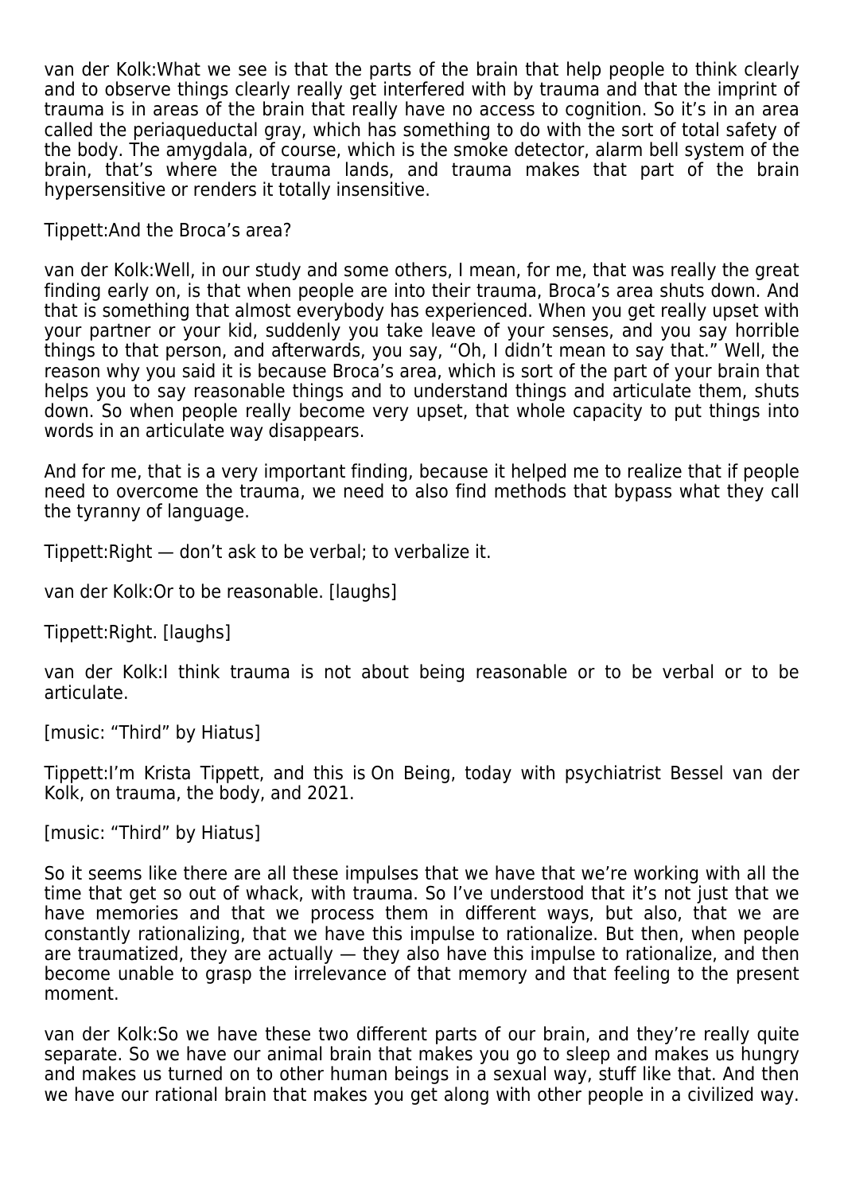van der Kolk:What we see is that the parts of the brain that help people to think clearly and to observe things clearly really get interfered with by trauma and that the imprint of trauma is in areas of the brain that really have no access to cognition. So it's in an area called the periaqueductal gray, which has something to do with the sort of total safety of the body. The amygdala, of course, which is the smoke detector, alarm bell system of the brain, that's where the trauma lands, and trauma makes that part of the brain hypersensitive or renders it totally insensitive.

Tippett:And the Broca's area?

van der Kolk:Well, in our study and some others, I mean, for me, that was really the great finding early on, is that when people are into their trauma, Broca's area shuts down. And that is something that almost everybody has experienced. When you get really upset with your partner or your kid, suddenly you take leave of your senses, and you say horrible things to that person, and afterwards, you say, "Oh, I didn't mean to say that." Well, the reason why you said it is because Broca's area, which is sort of the part of your brain that helps you to say reasonable things and to understand things and articulate them, shuts down. So when people really become very upset, that whole capacity to put things into words in an articulate way disappears.

And for me, that is a very important finding, because it helped me to realize that if people need to overcome the trauma, we need to also find methods that bypass what they call the tyranny of language.

Tippett:Right — don't ask to be verbal; to verbalize it.

van der Kolk:Or to be reasonable. [laughs]

Tippett:Right. [laughs]

van der Kolk:I think trauma is not about being reasonable or to be verbal or to be articulate.

[music: "Third" by Hiatus]

Tippett:I'm Krista Tippett, and this is On Being, today with psychiatrist Bessel van der Kolk, on trauma, the body, and 2021.

[music: "Third" by Hiatus]

So it seems like there are all these impulses that we have that we're working with all the time that get so out of whack, with trauma. So I've understood that it's not just that we have memories and that we process them in different ways, but also, that we are constantly rationalizing, that we have this impulse to rationalize. But then, when people are traumatized, they are actually — they also have this impulse to rationalize, and then become unable to grasp the irrelevance of that memory and that feeling to the present moment.

van der Kolk:So we have these two different parts of our brain, and they're really quite separate. So we have our animal brain that makes you go to sleep and makes us hungry and makes us turned on to other human beings in a sexual way, stuff like that. And then we have our rational brain that makes you get along with other people in a civilized way.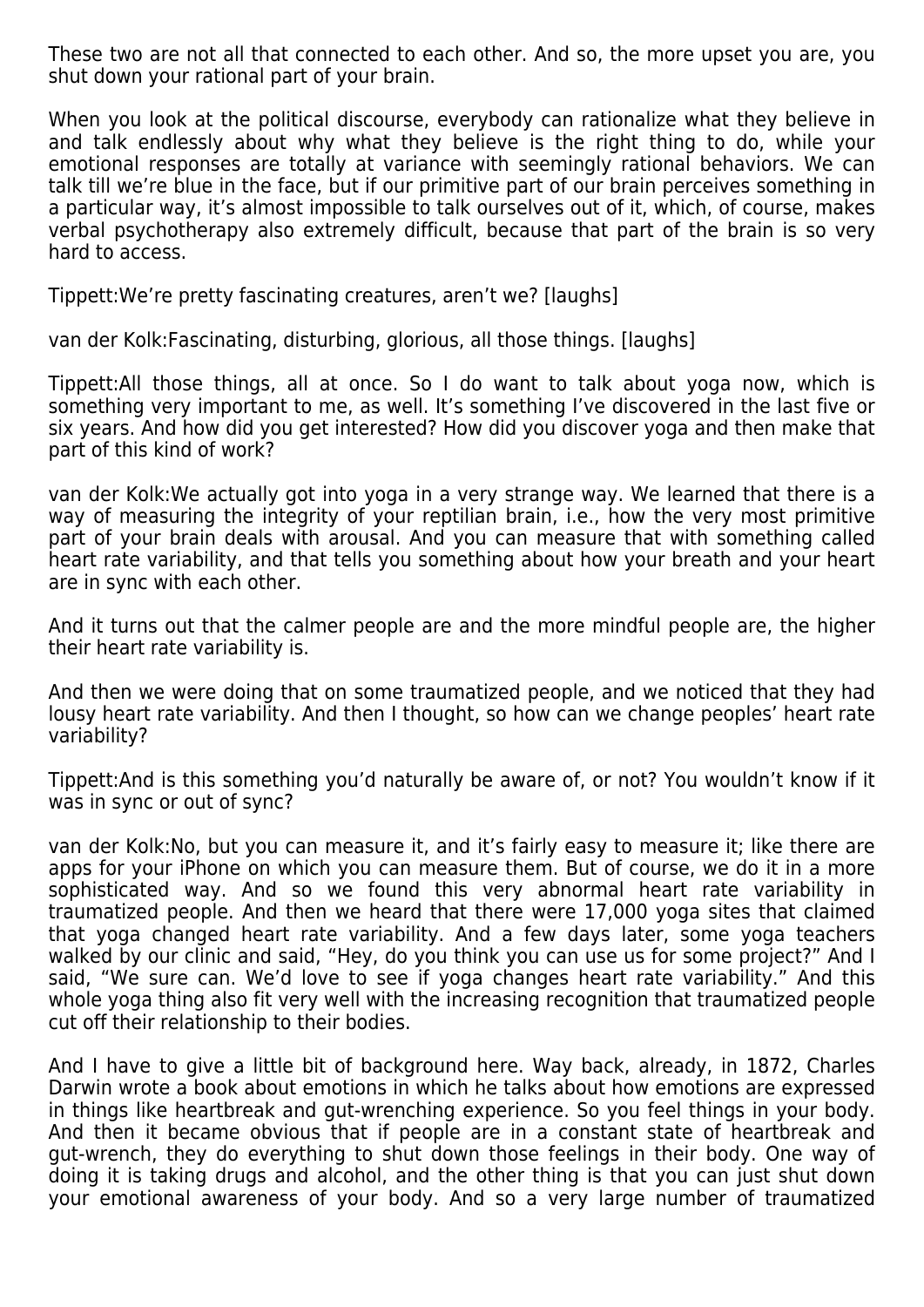These two are not all that connected to each other. And so, the more upset you are, you shut down your rational part of your brain.

When you look at the political discourse, everybody can rationalize what they believe in and talk endlessly about why what they believe is the right thing to do, while your emotional responses are totally at variance with seemingly rational behaviors. We can talk till we're blue in the face, but if our primitive part of our brain perceives something in a particular way, it's almost impossible to talk ourselves out of it, which, of course, makes verbal psychotherapy also extremely difficult, because that part of the brain is so very hard to access.

Tippett:We're pretty fascinating creatures, aren't we? [laughs]

van der Kolk:Fascinating, disturbing, glorious, all those things. [laughs]

Tippett:All those things, all at once. So I do want to talk about yoga now, which is something very important to me, as well. It's something I've discovered in the last five or six years. And how did you get interested? How did you discover yoga and then make that part of this kind of work?

van der Kolk:We actually got into yoga in a very strange way. We learned that there is a way of measuring the integrity of your reptilian brain, i.e., how the very most primitive part of your brain deals with arousal. And you can measure that with something called heart rate variability, and that tells you something about how your breath and your heart are in sync with each other.

And it turns out that the calmer people are and the more mindful people are, the higher their heart rate variability is.

And then we were doing that on some traumatized people, and we noticed that they had lousy heart rate variability. And then I thought, so how can we change peoples' heart rate variability?

Tippett:And is this something you'd naturally be aware of, or not? You wouldn't know if it was in sync or out of sync?

van der Kolk:No, but you can measure it, and it's fairly easy to measure it; like there are apps for your iPhone on which you can measure them. But of course, we do it in a more sophisticated way. And so we found this very abnormal heart rate variability in traumatized people. And then we heard that there were 17,000 yoga sites that claimed that yoga changed heart rate variability. And a few days later, some yoga teachers walked by our clinic and said, "Hey, do you think you can use us for some project?" And I said, "We sure can. We'd love to see if yoga changes heart rate variability." And this whole yoga thing also fit very well with the increasing recognition that traumatized people cut off their relationship to their bodies.

And I have to give a little bit of background here. Way back, already, in 1872, Charles Darwin wrote a book about emotions in which he talks about how emotions are expressed in things like heartbreak and gut-wrenching experience. So you feel things in your body. And then it became obvious that if people are in a constant state of heartbreak and gut-wrench, they do everything to shut down those feelings in their body. One way of doing it is taking drugs and alcohol, and the other thing is that you can just shut down your emotional awareness of your body. And so a very large number of traumatized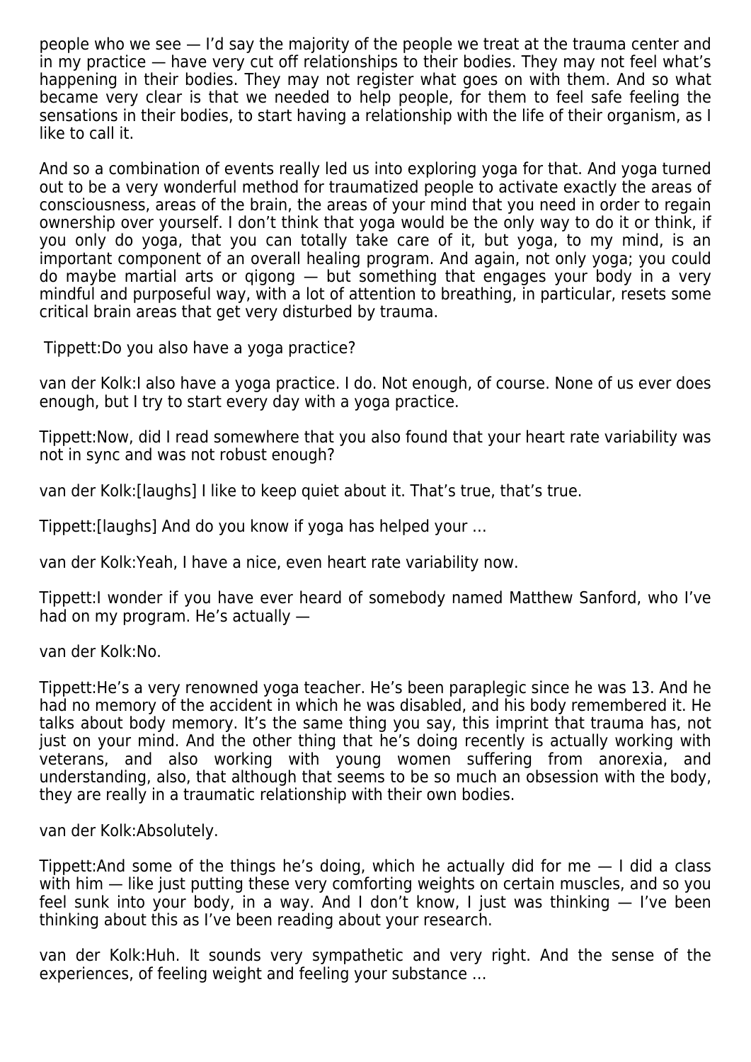people who we see — I'd say the majority of the people we treat at the trauma center and in my practice — have very cut off relationships to their bodies. They may not feel what's happening in their bodies. They may not register what goes on with them. And so what became very clear is that we needed to help people, for them to feel safe feeling the sensations in their bodies, to start having a relationship with the life of their organism, as I like to call it.

And so a combination of events really led us into exploring yoga for that. And yoga turned out to be a very wonderful method for traumatized people to activate exactly the areas of consciousness, areas of the brain, the areas of your mind that you need in order to regain ownership over yourself. I don't think that yoga would be the only way to do it or think, if you only do yoga, that you can totally take care of it, but yoga, to my mind, is an important component of an overall healing program. And again, not only yoga; you could do maybe martial arts or qigong — but something that engages your body in a very mindful and purposeful way, with a lot of attention to breathing, in particular, resets some critical brain areas that get very disturbed by trauma.

Tippett:Do you also have a yoga practice?

van der Kolk:I also have a yoga practice. I do. Not enough, of course. None of us ever does enough, but I try to start every day with a yoga practice.

Tippett:Now, did I read somewhere that you also found that your heart rate variability was not in sync and was not robust enough?

van der Kolk:[laughs] I like to keep quiet about it. That's true, that's true.

Tippett:[laughs] And do you know if yoga has helped your …

van der Kolk:Yeah, I have a nice, even heart rate variability now.

Tippett:I wonder if you have ever heard of somebody named Matthew Sanford, who I've had on my program. He's actually —

van der Kolk:No.

Tippett:He's a very renowned yoga teacher. He's been paraplegic since he was 13. And he had no memory of the accident in which he was disabled, and his body remembered it. He talks about body memory. It's the same thing you say, this imprint that trauma has, not just on your mind. And the other thing that he's doing recently is actually working with veterans, and also working with young women suffering from anorexia, and understanding, also, that although that seems to be so much an obsession with the body, they are really in a traumatic relationship with their own bodies.

van der Kolk:Absolutely.

Tippett:And some of the things he's doing, which he actually did for me — I did a class with him — like just putting these very comforting weights on certain muscles, and so you feel sunk into your body, in a way. And I don't know, I just was thinking — I've been thinking about this as I've been reading about your research.

van der Kolk:Huh. It sounds very sympathetic and very right. And the sense of the experiences, of feeling weight and feeling your substance …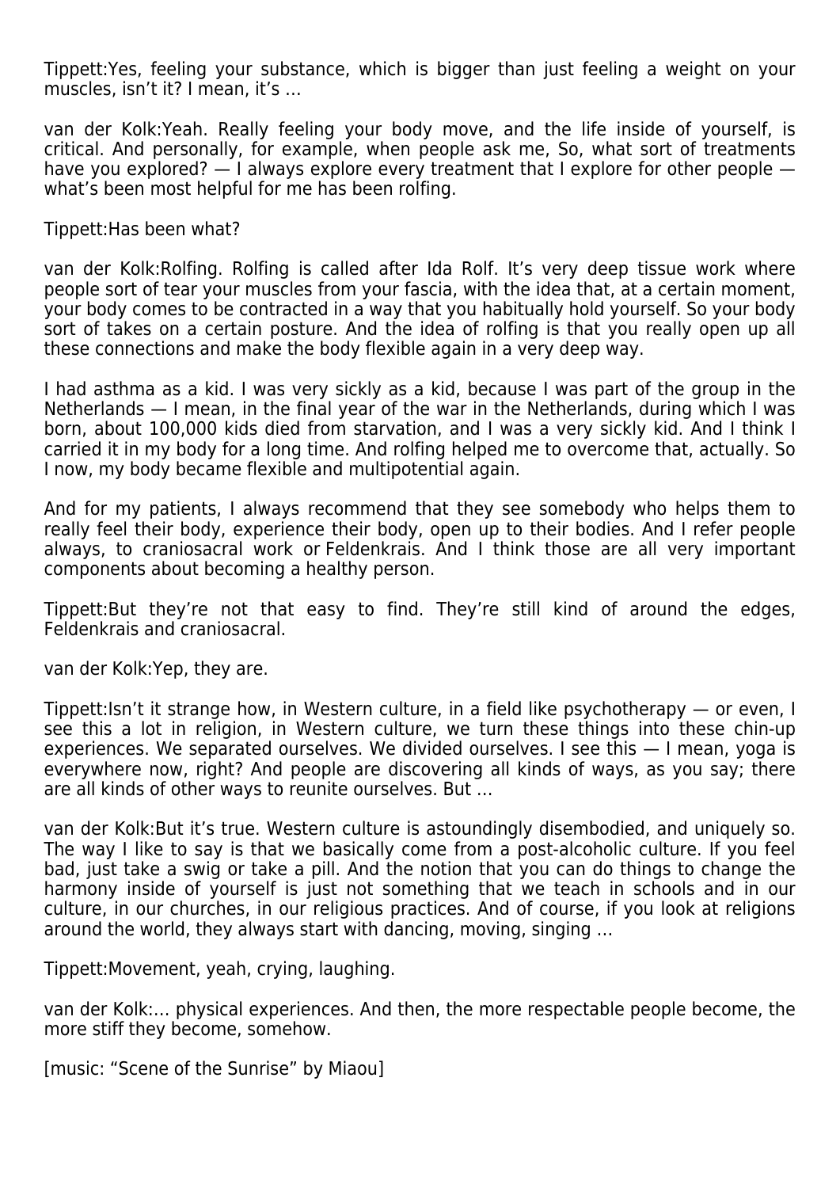Tippett:Yes, feeling your substance, which is bigger than just feeling a weight on your muscles, isn't it? I mean, it's …

van der Kolk:Yeah. Really feeling your body move, and the life inside of yourself, is critical. And personally, for example, when people ask me, So, what sort of treatments have you explored? — I always explore every treatment that I explore for other people — what's been most helpful for me has been rolfing.

Tippett:Has been what?

van der Kolk:Rolfing. Rolfing is called after Ida Rolf. It's very deep tissue work where people sort of tear your muscles from your fascia, with the idea that, at a certain moment, your body comes to be contracted in a way that you habitually hold yourself. So your body sort of takes on a certain posture. And the idea of rolfing is that you really open up all these connections and make the body flexible again in a very deep way.

I had asthma as a kid. I was very sickly as a kid, because I was part of the group in the Netherlands — I mean, in the final year of the war in the Netherlands, during which I was born, about 100,000 kids died from starvation, and I was a very sickly kid. And I think I carried it in my body for a long time. And rolfing helped me to overcome that, actually. So I now, my body became flexible and multipotential again.

And for my patients, I always recommend that they see somebody who helps them to really feel their body, experience their body, open up to their bodies. And I refer people always, to craniosacral work or Feldenkrais. And I think those are all very important components about becoming a healthy person.

Tippett:But they're not that easy to find. They're still kind of around the edges, Feldenkrais and craniosacral.

van der Kolk:Yep, they are.

Tippett:Isn't it strange how, in Western culture, in a field like psychotherapy — or even, I see this a lot in religion, in Western culture, we turn these things into these chin-up experiences. We separated ourselves. We divided ourselves. I see this — I mean, yoga is everywhere now, right? And people are discovering all kinds of ways, as you say; there are all kinds of other ways to reunite ourselves. But …

van der Kolk:But it's true. Western culture is astoundingly disembodied, and uniquely so. The way I like to say is that we basically come from a post-alcoholic culture. If you feel bad, just take a swig or take a pill. And the notion that you can do things to change the harmony inside of yourself is just not something that we teach in schools and in our culture, in our churches, in our religious practices. And of course, if you look at religions around the world, they always start with dancing, moving, singing …

Tippett:Movement, yeah, crying, laughing.

van der Kolk:… physical experiences. And then, the more respectable people become, the more stiff they become, somehow.

[music: "Scene of the Sunrise" by Miaou]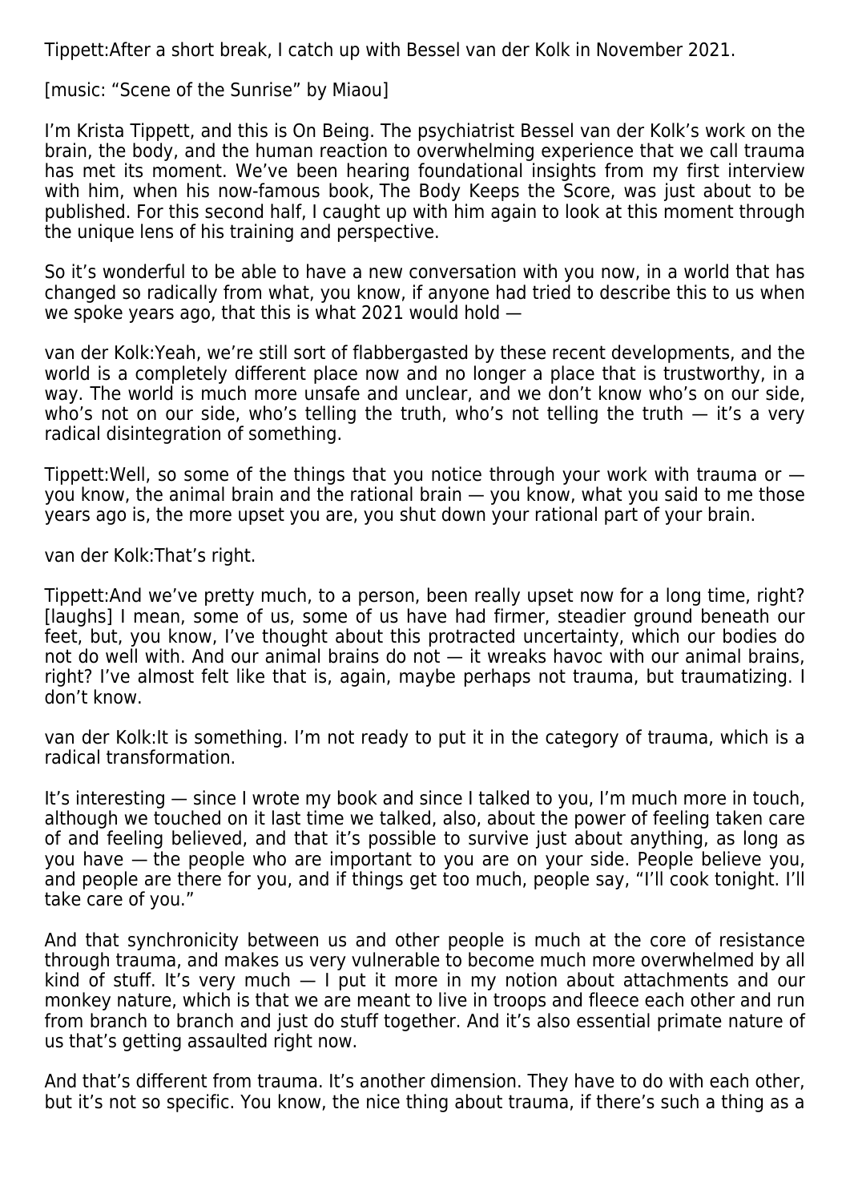Tippett:After a short break, I catch up with Bessel van der Kolk in November 2021.

[music: "Scene of the Sunrise" by Miaou]

I'm Krista Tippett, and this is On Being. The psychiatrist Bessel van der Kolk's work on the brain, the body, and the human reaction to overwhelming experience that we call trauma has met its moment. We've been hearing foundational insights from my first interview with him, when his now-famous book, The Body Keeps the Score, was just about to be published. For this second half, I caught up with him again to look at this moment through the unique lens of his training and perspective.

So it's wonderful to be able to have a new conversation with you now, in a world that has changed so radically from what, you know, if anyone had tried to describe this to us when we spoke years ago, that this is what 2021 would hold —

van der Kolk:Yeah, we're still sort of flabbergasted by these recent developments, and the world is a completely different place now and no longer a place that is trustworthy, in a way. The world is much more unsafe and unclear, and we don't know who's on our side, who's not on our side, who's telling the truth, who's not telling the truth — it's a very radical disintegration of something.

Tippett:Well, so some of the things that you notice through your work with trauma or — you know, the animal brain and the rational brain — you know, what you said to me those years ago is, the more upset you are, you shut down your rational part of your brain.

van der Kolk:That's right.

Tippett:And we've pretty much, to a person, been really upset now for a long time, right? [laughs] I mean, some of us, some of us have had firmer, steadier ground beneath our feet, but, you know, I've thought about this protracted uncertainty, which our bodies do not do well with. And our animal brains do not — it wreaks havoc with our animal brains, right? I've almost felt like that is, again, maybe perhaps not trauma, but traumatizing. I don't know.

van der Kolk:It is something. I'm not ready to put it in the category of trauma, which is a radical transformation.

It's interesting — since I wrote my book and since I talked to you, I'm much more in touch, although we touched on it last time we talked, also, about the power of feeling taken care of and feeling believed, and that it's possible to survive just about anything, as long as you have — the people who are important to you are on your side. People believe you, and people are there for you, and if things get too much, people say, "I'll cook tonight. I'll take care of you."

And that synchronicity between us and other people is much at the core of resistance through trauma, and makes us very vulnerable to become much more overwhelmed by all kind of stuff. It's very much — I put it more in my notion about attachments and our monkey nature, which is that we are meant to live in troops and fleece each other and run from branch to branch and just do stuff together. And it's also essential primate nature of us that's getting assaulted right now.

And that's different from trauma. It's another dimension. They have to do with each other, but it's not so specific. You know, the nice thing about trauma, if there's such a thing as a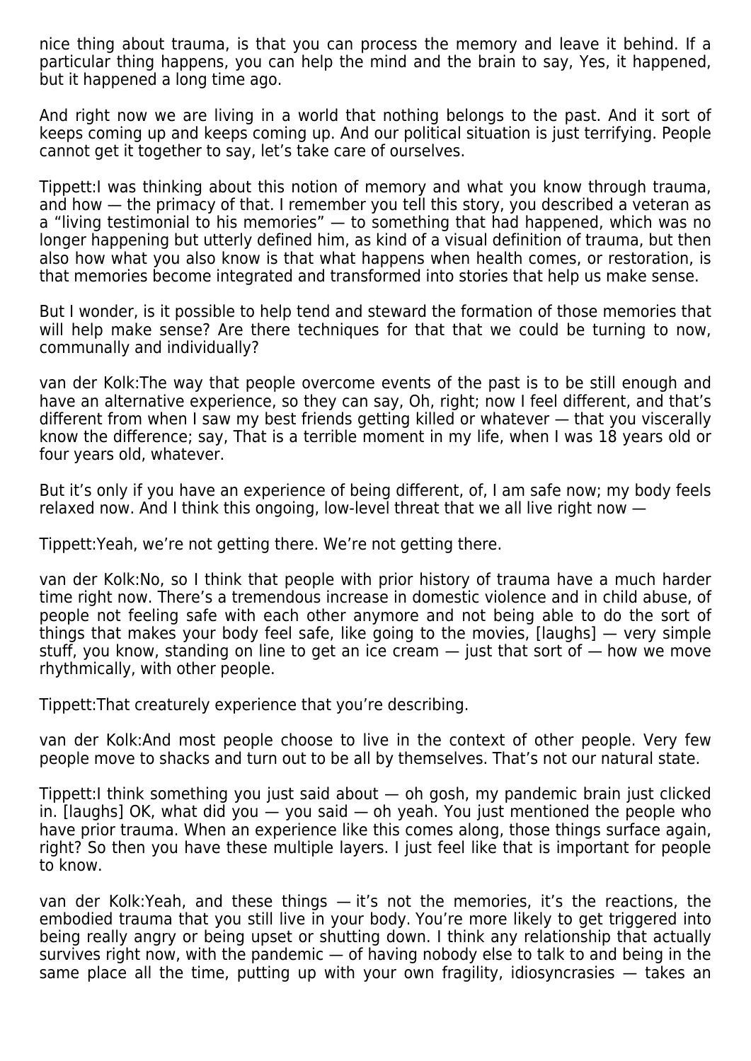nice thing about trauma, is that you can process the memory and leave it behind. If a particular thing happens, you can help the mind and the brain to say, Yes, it happened, but it happened a long time ago.

And right now we are living in a world that nothing belongs to the past. And it sort of keeps coming up and keeps coming up. And our political situation is just terrifying. People cannot get it together to say, let's take care of ourselves.

Tippett:I was thinking about this notion of memory and what you know through trauma, and how — the primacy of that. I remember you tell this story, you described a veteran as a "living testimonial to his memories" — to something that had happened, which was no longer happening but utterly defined him, as kind of a visual definition of trauma, but then also how what you also know is that what happens when health comes, or restoration, is that memories become integrated and transformed into stories that help us make sense.

But I wonder, is it possible to help tend and steward the formation of those memories that will help make sense? Are there techniques for that that we could be turning to now, communally and individually?

van der Kolk:The way that people overcome events of the past is to be still enough and have an alternative experience, so they can say, Oh, right; now I feel different, and that's different from when I saw my best friends getting killed or whatever — that you viscerally know the difference; say, That is a terrible moment in my life, when I was 18 years old or four years old, whatever.

But it's only if you have an experience of being different, of, I am safe now; my body feels relaxed now. And I think this ongoing, low-level threat that we all live right now —

Tippett:Yeah, we're not getting there. We're not getting there.

van der Kolk:No, so I think that people with prior history of trauma have a much harder time right now. There's a tremendous increase in domestic violence and in child abuse, of people not feeling safe with each other anymore and not being able to do the sort of things that makes your body feel safe, like going to the movies, [laughs] — very simple stuff, you know, standing on line to get an ice cream — just that sort of — how we move rhythmically, with other people.

Tippett:That creaturely experience that you're describing.

van der Kolk:And most people choose to live in the context of other people. Very few people move to shacks and turn out to be all by themselves. That's not our natural state.

Tippett:I think something you just said about — oh gosh, my pandemic brain just clicked in. [laughs] OK, what did you — you said — oh yeah. You just mentioned the people who have prior trauma. When an experience like this comes along, those things surface again, right? So then you have these multiple layers. I just feel like that is important for people to know.

van der Kolk:Yeah, and these things — it's not the memories, it's the reactions, the embodied trauma that you still live in your body. You're more likely to get triggered into being really angry or being upset or shutting down. I think any relationship that actually survives right now, with the pandemic — of having nobody else to talk to and being in the same place all the time, putting up with your own fragility, idiosyncrasies — takes an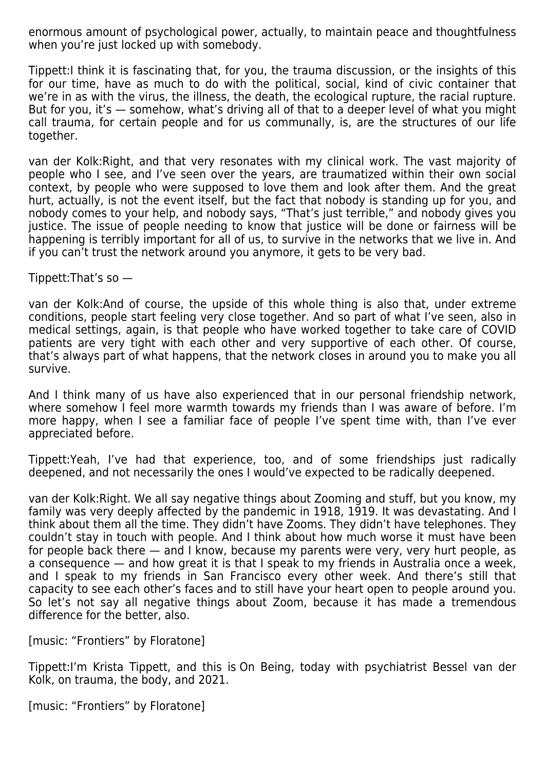enormous amount of psychological power, actually, to maintain peace and thoughtfulness when you're just locked up with somebody.

Tippett:I think it is fascinating that, for you, the trauma discussion, or the insights of this for our time, have as much to do with the political, social, kind of civic container that we're in as with the virus, the illness, the death, the ecological rupture, the racial rupture. But for you, it's — somehow, what's driving all of that to a deeper level of what you might call trauma, for certain people and for us communally, is, are the structures of our life together.

van der Kolk:Right, and that very resonates with my clinical work. The vast majority of people who I see, and I've seen over the years, are traumatized within their own social context, by people who were supposed to love them and look after them. And the great hurt, actually, is not the event itself, but the fact that nobody is standing up for you, and nobody comes to your help, and nobody says, "That's just terrible," and nobody gives you justice. The issue of people needing to know that justice will be done or fairness will be happening is terribly important for all of us, to survive in the networks that we live in. And if you can't trust the network around you anymore, it gets to be very bad.

Tippett:That's so —

van der Kolk:And of course, the upside of this whole thing is also that, under extreme conditions, people start feeling very close together. And so part of what I've seen, also in medical settings, again, is that people who have worked together to take care of COVID patients are very tight with each other and very supportive of each other. Of course, that's always part of what happens, that the network closes in around you to make you all survive.

And I think many of us have also experienced that in our personal friendship network, where somehow I feel more warmth towards my friends than I was aware of before. I'm more happy, when I see a familiar face of people I've spent time with, than I've ever appreciated before.

Tippett:Yeah, I've had that experience, too, and of some friendships just radically deepened, and not necessarily the ones I would've expected to be radically deepened.

van der Kolk:Right. We all say negative things about Zooming and stuff, but you know, my family was very deeply affected by the pandemic in 1918, 1919. It was devastating. And I think about them all the time. They didn't have Zooms. They didn't have telephones. They couldn't stay in touch with people. And I think about how much worse it must have been for people back there — and I know, because my parents were very, very hurt people, as a consequence — and how great it is that I speak to my friends in Australia once a week, and I speak to my friends in San Francisco every other week. And there's still that capacity to see each other's faces and to still have your heart open to people around you. So let's not say all negative things about Zoom, because it has made a tremendous difference for the better, also.

[music: "Frontiers" by Floratone]

Tippett:I'm Krista Tippett, and this is *On Being*, today with psychiatrist Bessel van der Kolk, on trauma, the body, and 2021.

[music: "Frontiers" by Floratone]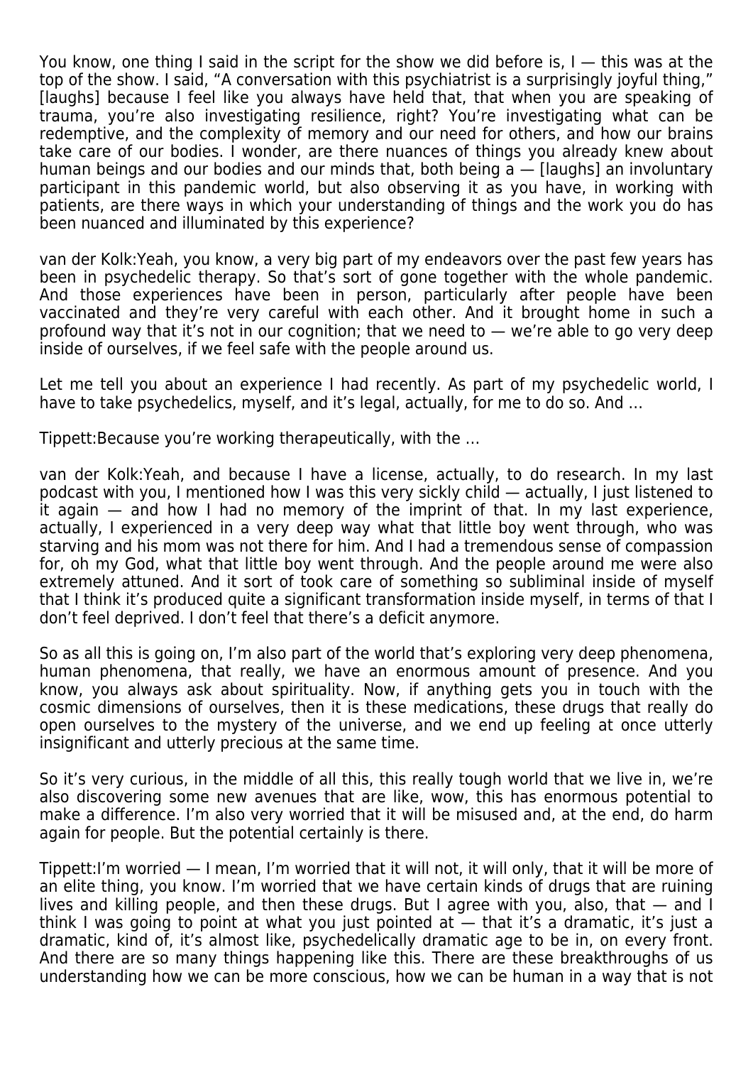You know, one thing I said in the script for the show we did before is, I — this was at the top of the show. I said, "A conversation with this psychiatrist is a surprisingly joyful thing," [laughs] because I feel like you always have held that, that when you are speaking of trauma, you're also investigating resilience, right? You're investigating what can be redemptive, and the complexity of memory and our need for others, and how our brains take care of our bodies. I wonder, are there nuances of things you already knew about human beings and our bodies and our minds that, both being a — [laughs] an involuntary participant in this pandemic world, but also observing it as you have, in working with patients, are there ways in which your understanding of things and the work you do has been nuanced and illuminated by this experience?

van der Kolk:Yeah, you know, a very big part of my endeavors over the past few years has been in psychedelic therapy. So that's sort of gone together with the whole pandemic. And those experiences have been in person, particularly after people have been vaccinated and they're very careful with each other. And it brought home in such a profound way that it's not in our cognition; that we need to — we're able to go very deep inside of ourselves, if we feel safe with the people around us.

Let me tell you about an experience I had recently. As part of my psychedelic world, I have to take psychedelics, myself, and it's legal, actually, for me to do so. And …

Tippett:Because you're working therapeutically, with the …

van der Kolk:Yeah, and because I have a license, actually, to do research. In my last podcast with you, I mentioned how I was this very sickly child — actually, I just listened to it again — and how I had no memory of the imprint of that. In my last experience, actually, I experienced in a very deep way what that little boy went through, who was starving and his mom was not there for him. And I had a tremendous sense of compassion for, oh my God, what that little boy went through. And the people around me were also extremely attuned. And it sort of took care of something so subliminal inside of myself that I think it's produced quite a significant transformation inside myself, in terms of that I don't feel deprived. I don't feel that there's a deficit anymore.

So as all this is going on, I'm also part of the world that's exploring very deep phenomena, human phenomena, that really, we have an enormous amount of presence. And you know, you always ask about spirituality. Now, if anything gets you in touch with the cosmic dimensions of ourselves, then it is these medications, these drugs that really do open ourselves to the mystery of the universe, and we end up feeling at once utterly insignificant and utterly precious at the same time.

So it's very curious, in the middle of all this, this really tough world that we live in, we're also discovering some new avenues that are like, wow, this has enormous potential to make a difference. I'm also very worried that it will be misused and, at the end, do harm again for people. But the potential certainly is there.

Tippett:I'm worried — I mean, I'm worried that it will not, it will only, that it will be more of an elite thing, you know. I'm worried that we have certain kinds of drugs that are ruining lives and killing people, and then these drugs. But I agree with you, also, that — and I think I was going to point at what you just pointed at — that it's a dramatic, it's just a dramatic, kind of, it's almost like, psychedelically dramatic age to be in, on every front. And there are so many things happening like this. There are these breakthroughs of us understanding how we can be more conscious, how we can be human in a way that is not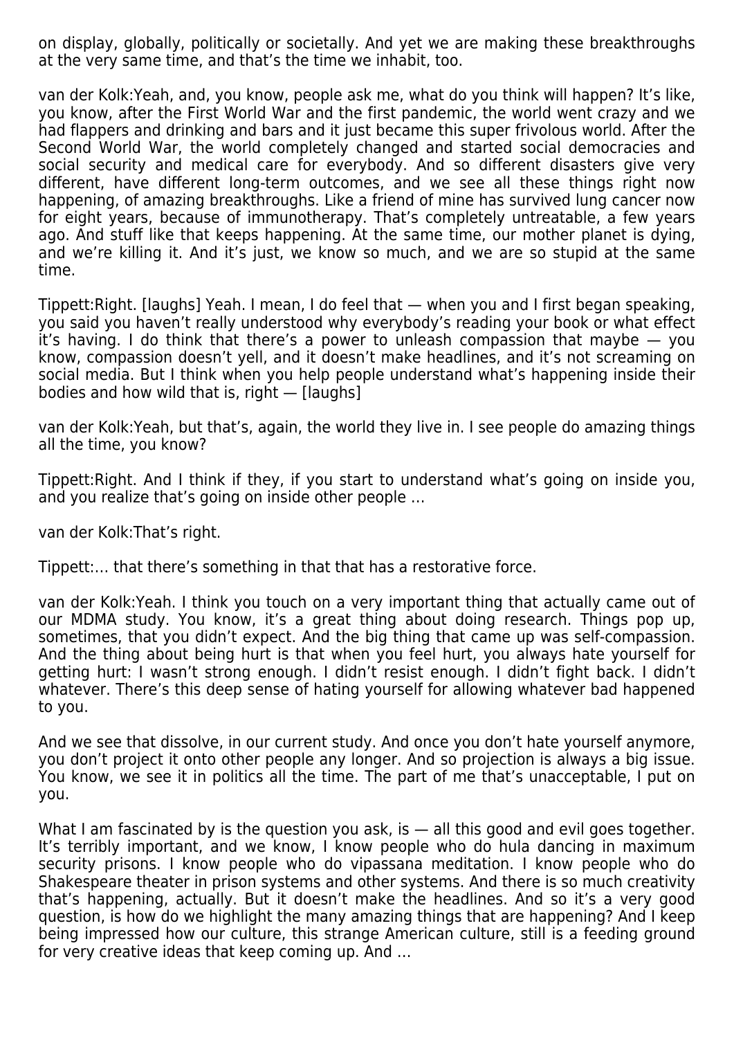on display, globally, politically or societally. And yet we are making these breakthroughs at the very same time, and that's the time we inhabit, too.

van der Kolk:Yeah, and, you know, people ask me, what do you think will happen? It's like, you know, after the First World War and the first pandemic, the world went crazy and we had flappers and drinking and bars and it just became this super frivolous world. After the Second World War, the world completely changed and started social democracies and social security and medical care for everybody. And so different disasters give very different, have different long-term outcomes, and we see all these things right now happening, of amazing breakthroughs. Like a friend of mine has survived lung cancer now for eight years, because of immunotherapy. That's completely untreatable, a few years ago. And stuff like that keeps happening. At the same time, our mother planet is dying, and we're killing it. And it's just, we know so much, and we are so stupid at the same time.

Tippett:Right. [laughs] Yeah. I mean, I do feel that — when you and I first began speaking, you said you haven't really understood why everybody's reading your book or what effect it's having. I do think that there's a power to unleash compassion that maybe — you know, compassion doesn't yell, and it doesn't make headlines, and it's not screaming on social media. But I think when you help people understand what's happening inside their bodies and how wild that is, right — [laughs]

van der Kolk:Yeah, but that's, again, the world they live in. I see people do amazing things all the time, you know?

Tippett:Right. And I think if they, if you start to understand what's going on inside you, and you realize that's going on inside other people …

van der Kolk:That's right.

Tippett:… that there's something in that that has a restorative force.

van der Kolk:Yeah. I think you touch on a very important thing that actually came out of our MDMA study. You know, it's a great thing about doing research. Things pop up, sometimes, that you didn't expect. And the big thing that came up was self-compassion. And the thing about being hurt is that when you feel hurt, you always hate yourself for getting hurt: I wasn't strong enough. I didn't resist enough. I didn't fight back. I didn't whatever. There's this deep sense of hating yourself for allowing whatever bad happened to you.

And we see that dissolve, in our current study. And once you don't hate yourself anymore, you don't project it onto other people any longer. And so projection is always a big issue. You know, we see it in politics all the time. The part of me that's unacceptable, I put on you.

What I am fascinated by is the question you ask, is — all this good and evil goes together. It's terribly important, and we know, I know people who do hula dancing in maximum security prisons. I know people who do vipassana meditation. I know people who do Shakespeare theater in prison systems and other systems. And there is so much creativity that's happening, actually. But it doesn't make the headlines. And so it's a very good question, is how do we highlight the many amazing things that are happening? And I keep being impressed how our culture, this strange American culture, still is a feeding ground for very creative ideas that keep coming up. And …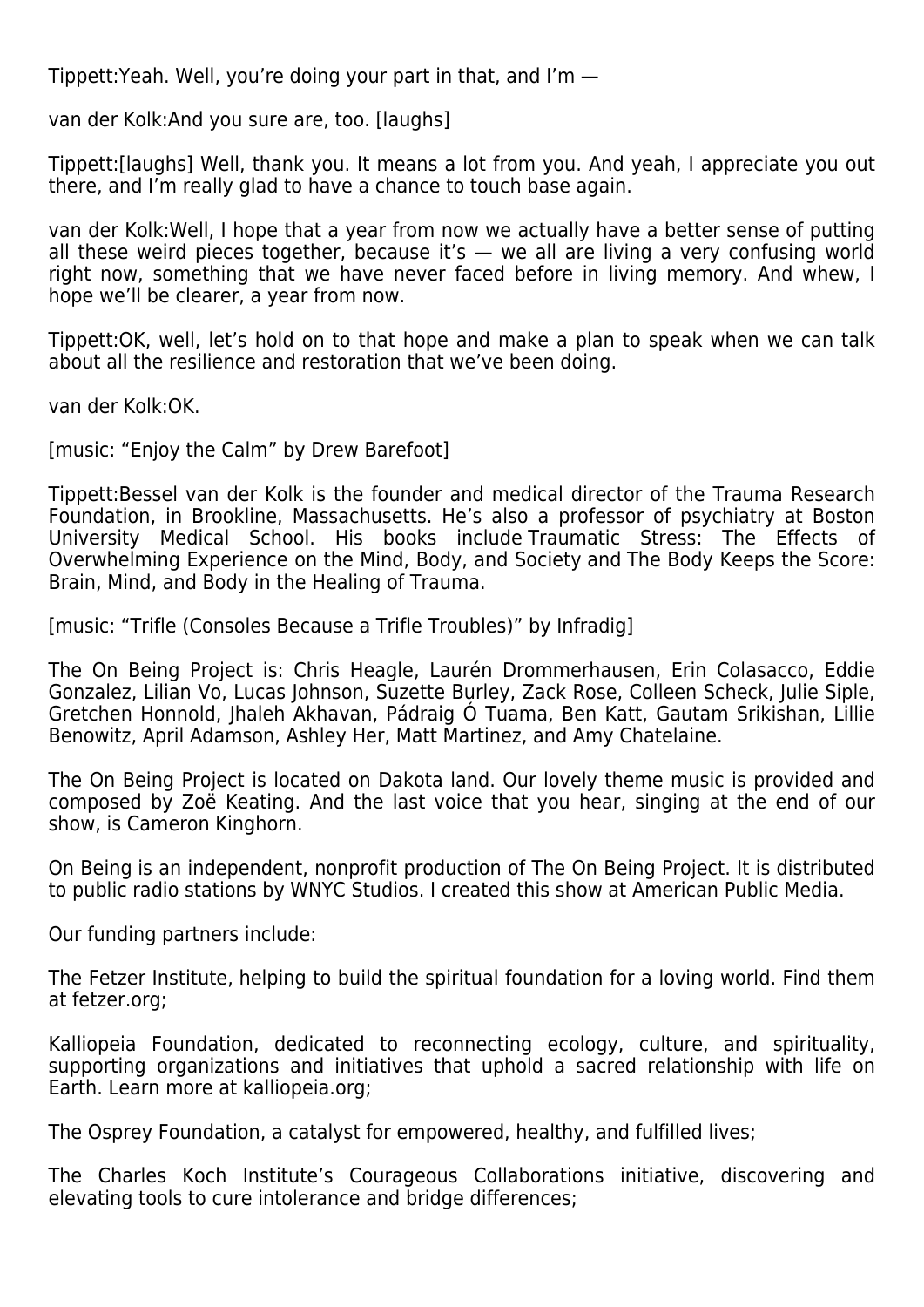Tippett:Yeah. Well, you're doing your part in that, and I'm —

van der Kolk:And you sure are, too. [laughs]

Tippett:[laughs] Well, thank you. It means a lot from you. And yeah, I appreciate you out there, and I'm really glad to have a chance to touch base again.

van der Kolk:Well, I hope that a year from now we actually have a better sense of putting all these weird pieces together, because it's — we all are living a very confusing world right now, something that we have never faced before in living memory. And whew, I hope we'll be clearer, a year from now.

Tippett:OK, well, let's hold on to that hope and make a plan to speak when we can talk about all the resilience and restoration that we've been doing.

van der Kolk:OK.

[music: "Enjoy the Calm" by Drew Barefoot]

Tippett:Bessel van der Kolk is the founder and medical director of the Trauma Research Foundation, in Brookline, Massachusetts. He's also a professor of psychiatry at Boston University Medical School. His books include Traumatic Stress: The Effects of Overwhelming Experience on the Mind, Body, and Society and The Body Keeps the Score: Brain, Mind, and Body in the Healing of Trauma.

[music: "Trifle (Consoles Because a Trifle Troubles)" by Infradig]

The On Being Project is: Chris Heagle, Laurén Drommerhausen, Erin Colasacco, Eddie Gonzalez, Lilian Vo, Lucas Johnson, Suzette Burley, Zack Rose, Colleen Scheck, Julie Siple, Gretchen Honnold, Jhaleh Akhavan, Pádraig Ó Tuama, Ben Katt, Gautam Srikishan, Lillie Benowitz, April Adamson, Ashley Her, Matt Martinez, and Amy Chatelaine.

The On Being Project is located on Dakota land. Our lovely theme music is provided and composed by Zoë Keating. And the last voice that you hear, singing at the end of our show, is Cameron Kinghorn.

On Being is an independent, nonprofit production of The On Being Project. It is distributed to public radio stations by WNYC Studios. I created this show at American Public Media.

Our funding partners include:

The Fetzer Institute, helping to build the spiritual foundation for a loving world. Find them at fetzer.org;

Kalliopeia Foundation, dedicated to reconnecting ecology, culture, and spirituality, supporting organizations and initiatives that uphold a sacred relationship with life on Earth. Learn more at kalliopeia.org;

The Osprey Foundation, a catalyst for empowered, healthy, and fulfilled lives;

The Charles Koch Institute's Courageous Collaborations initiative, discovering and elevating tools to cure intolerance and bridge differences;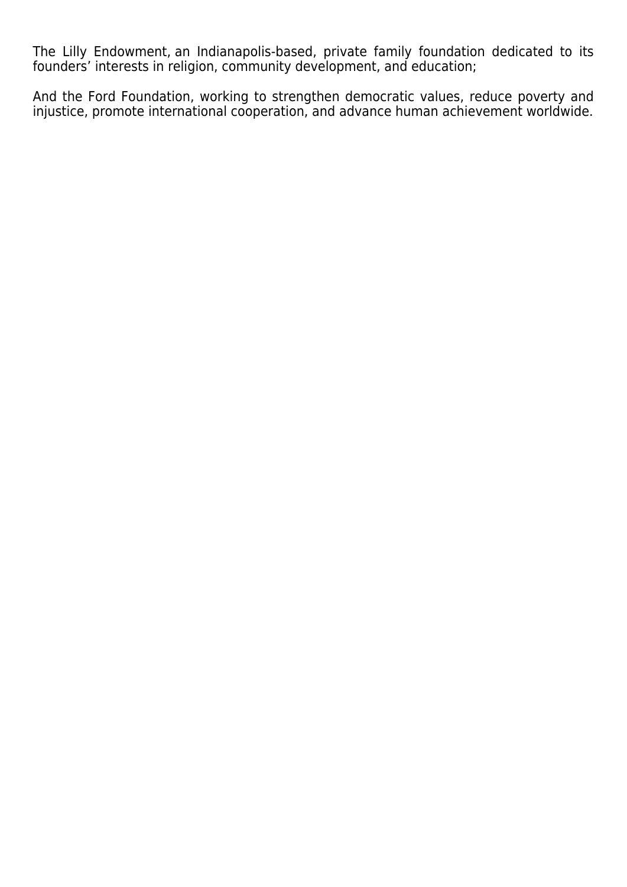The Lilly Endowment, an Indianapolis-based, private family foundation dedicated to its founders' interests in religion, community development, and education;

And the Ford Foundation, working to strengthen democratic values, reduce poverty and injustice, promote international cooperation, and advance human achievement worldwide.